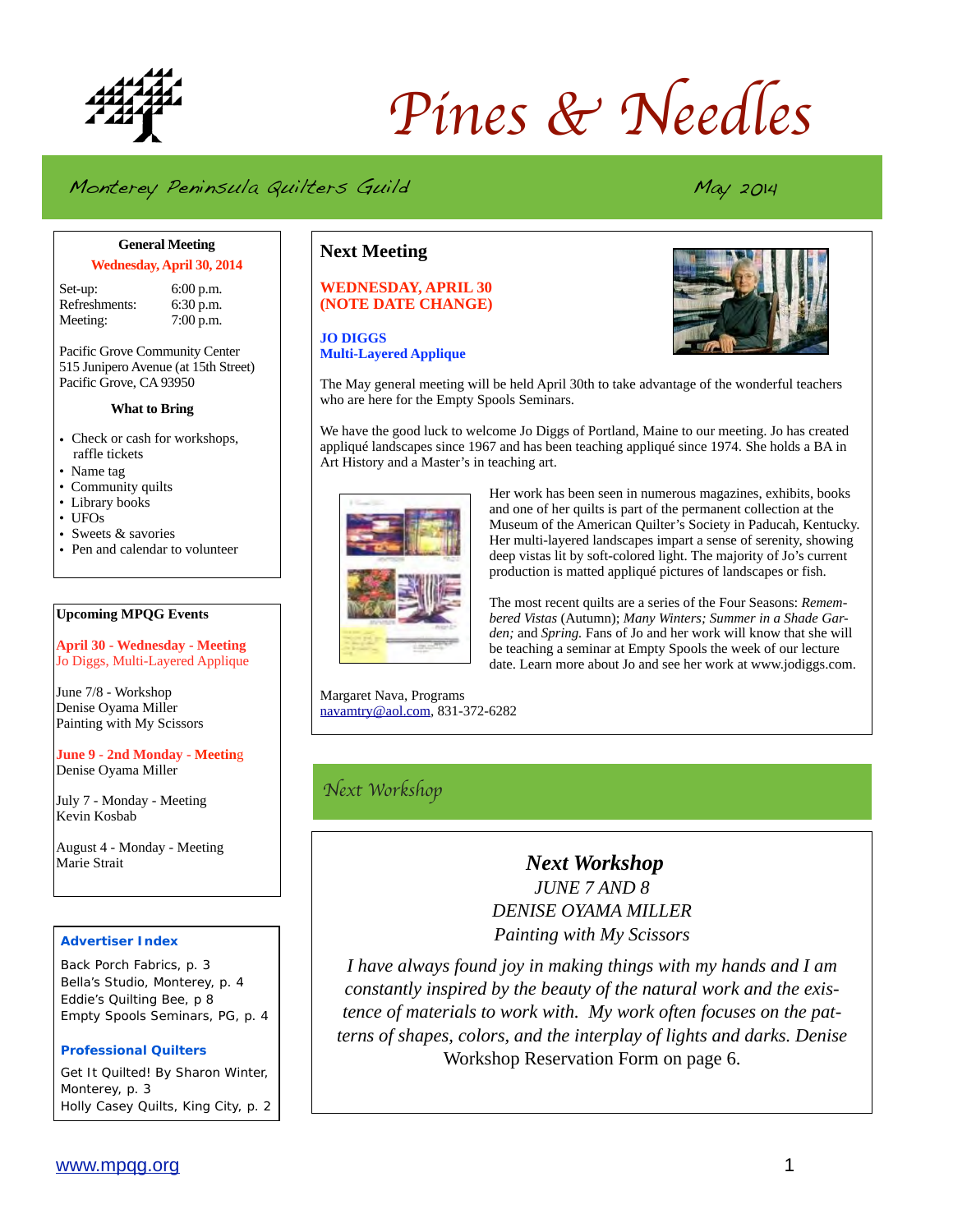# Pines & Needles

Monterey Peninsula Quilters Guild

May 2014

**General Meeting**

**Wednesday, April 30, 2014**

| | |
|---|---|
| Set-up: | 6:00 p.m. |
| Refreshments: | 6:30 p.m. |
| Meeting: | 7:00 p.m. |

Pacific Grove Community Center
515 Junipero Avenue (at 15th Street)
Pacific Grove, CA 93950

**What to Bring**

- Check or cash for workshops, raffle tickets
- Name tag
- Community quilts
- Library books
- UFOs
- Sweets & savories
- Pen and calendar to volunteer

**Upcoming MPQG Events**

**April 30 - Wednesday - Meeting**
Jo Diggs, Multi-Layered Applique

June 7/8 - Workshop
Denise Oyama Miller
Painting with My Scissors

**June 9 - 2nd Monday - Meeting**
Denise Oyama Miller

July 7 - Monday - Meeting
Kevin Kosbab

August 4 - Monday - Meeting
Marie Strait

**Advertiser Index**

Back Porch Fabrics, p. 3
Bella's Studio, Monterey, p. 4
Eddie's Quilting Bee, p 8
Empty Spools Seminars, PG, p. 4

**Professional Quilters**

Get It Quilted! By Sharon Winter, Monterey, p. 3
Holly Casey Quilts, King City, p. 2

## Next Meeting

**WEDNESDAY, APRIL 30**
**(NOTE DATE CHANGE)**

**JO DIGGS**
**Multi-Layered Applique**

The May general meeting will be held April 30th to take advantage of the wonderful teachers who are here for the Empty Spools Seminars.

We have the good luck to welcome Jo Diggs of Portland, Maine to our meeting. Jo has created appliqué landscapes since 1967 and has been teaching appliqué since 1974. She holds a BA in Art History and a Master's in teaching art.

Her work has been seen in numerous magazines, exhibits, books and one of her quilts is part of the permanent collection at the Museum of the American Quilter's Society in Paducah, Kentucky. Her multi-layered landscapes impart a sense of serenity, showing deep vistas lit by soft-colored light. The majority of Jo's current production is matted appliqué pictures of landscapes or fish.

The most recent quilts are a series of the Four Seasons: *Remembered Vistas* (Autumn); *Many Winters; Summer in a Shade Garden;* and *Spring.* Fans of Jo and her work will know that she will be teaching a seminar at Empty Spools the week of our lecture date. Learn more about Jo and see her work at www.jodiggs.com.

Margaret Nava, Programs
navamtry@aol.com, 831-372-6282

## Next Workshop

***Next Workshop***

*JUNE 7 AND 8*

*DENISE OYAMA MILLER*

*Painting with My Scissors*

*I have always found joy in making things with my hands and I am constantly inspired by the beauty of the natural work and the existence of materials to work with. My work often focuses on the patterns of shapes, colors, and the interplay of lights and darks. Denise*

Workshop Reservation Form on page 6.

www.mpqg.org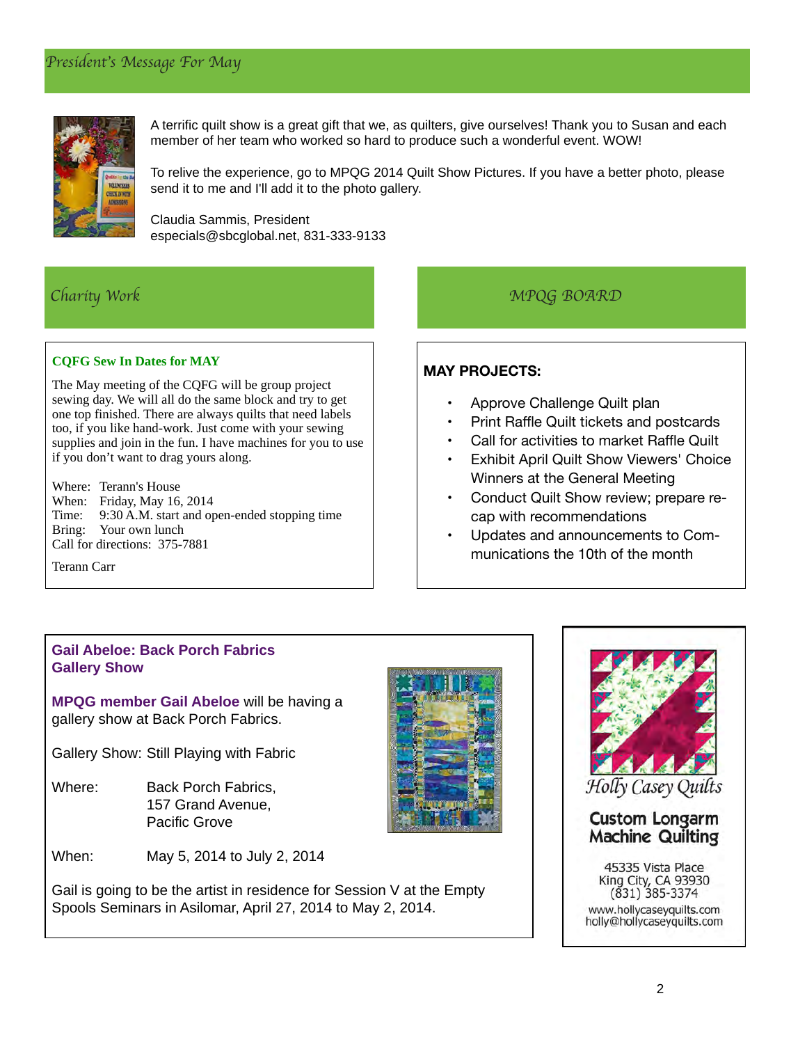## President's Message For May

A terrific quilt show is a great gift that we, as quilters, give ourselves! Thank you to Susan and each member of her team who worked so hard to produce such a wonderful event. WOW!

To relive the experience, go to MPQG 2014 Quilt Show Pictures. If you have a better photo, please send it to me and I'll add it to the photo gallery.

Claudia Sammis, President
especials@sbcglobal.net, 831-333-9133

## Charity Work

**CQFG Sew In Dates for MAY**

The May meeting of the CQFG will be group project sewing day. We will all do the same block and try to get one top finished. There are always quilts that need labels too, if you like hand-work. Just come with your sewing supplies and join in the fun. I have machines for you to use if you don't want to drag yours along.

Where: Terann's House
When: Friday, May 16, 2014
Time: 9:30 A.M. start and open-ended stopping time
Bring: Your own lunch
Call for directions: 375-7881

Terann Carr

## MPQG BOARD

**MAY PROJECTS:**

- Approve Challenge Quilt plan
- Print Raffle Quilt tickets and postcards
- Call for activities to market Raffle Quilt
- Exhibit April Quilt Show Viewers' Choice Winners at the General Meeting
- Conduct Quilt Show review; prepare re-cap with recommendations
- Updates and announcements to Communications the 10th of the month

## Gail Abeloe: Back Porch Fabrics Gallery Show

**MPQG member Gail Abeloe** will be having a gallery show at Back Porch Fabrics.

Gallery Show: Still Playing with Fabric

Where: Back Porch Fabrics, 157 Grand Avenue, Pacific Grove

When: May 5, 2014 to July 2, 2014

Gail is going to be the artist in residence for Session V at the Empty Spools Seminars in Asilomar, April 27, 2014 to May 2, 2014.

Holly Casey Quilts

**Custom Longarm Machine Quilting**

45335 Vista Place
King City, CA 93930
(831) 385-3374
www.hollycaseyquilts.com
holly@hollycaseyquilts.com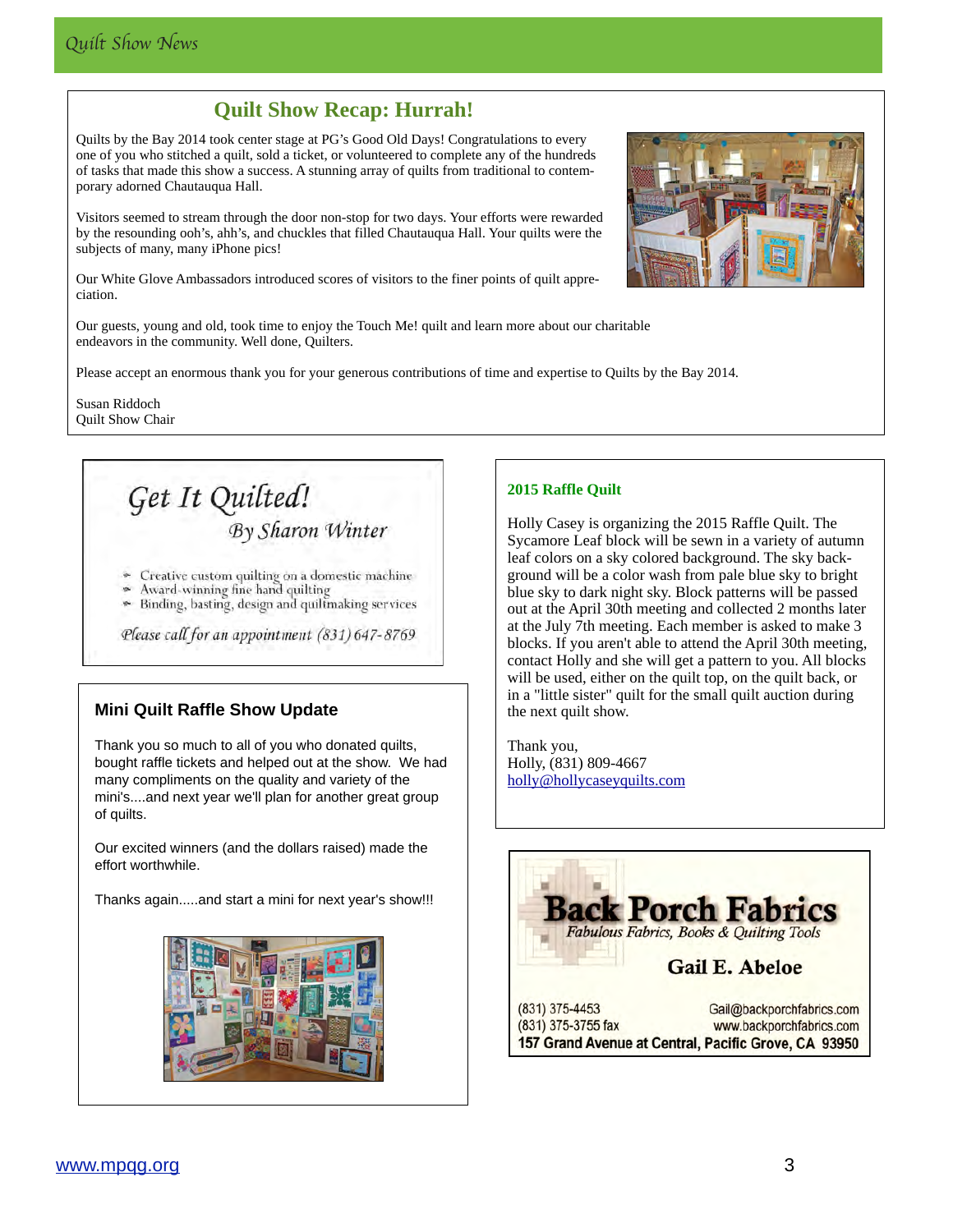## Quilt Show Recap: Hurrah!

Quilts by the Bay 2014 took center stage at PG's Good Old Days! Congratulations to every one of you who stitched a quilt, sold a ticket, or volunteered to complete any of the hundreds of tasks that made this show a success. A stunning array of quilts from traditional to contemporary adorned Chautauqua Hall.

Visitors seemed to stream through the door non-stop for two days. Your efforts were rewarded by the resounding ooh's, ahh's, and chuckles that filled Chautauqua Hall. Your quilts were the subjects of many, many iPhone pics!

Our White Glove Ambassadors introduced scores of visitors to the finer points of quilt appreciation.

Our guests, young and old, took time to enjoy the Touch Me! quilt and learn more about our charitable endeavors in the community. Well done, Quilters.

Please accept an enormous thank you for your generous contributions of time and expertise to Quilts by the Bay 2014.

Susan Riddoch
Quilt Show Chair

*Get It Quilted!*
*By Sharon Winter*

- Creative custom quilting on a domestic machine
- Award-winning fine hand quilting
- Binding, basting, design and quiltmaking services

*Please call for an appointment (831) 647-8769*

### Mini Quilt Raffle Show Update

Thank you so much to all of you who donated quilts, bought raffle tickets and helped out at the show. We had many compliments on the quality and variety of the mini's....and next year we'll plan for another great group of quilts.

Our excited winners (and the dollars raised) made the effort worthwhile.

Thanks again.....and start a mini for next year's show!!!

### 2015 Raffle Quilt

Holly Casey is organizing the 2015 Raffle Quilt. The Sycamore Leaf block will be sewn in a variety of autumn leaf colors on a sky colored background. The sky background will be a color wash from pale blue sky to bright blue sky to dark night sky. Block patterns will be passed out at the April 30th meeting and collected 2 months later at the July 7th meeting. Each member is asked to make 3 blocks. If you aren't able to attend the April 30th meeting, contact Holly and she will get a pattern to you. All blocks will be used, either on the quilt top, on the quilt back, or in a "little sister" quilt for the small quilt auction during the next quilt show.

Thank you,
Holly, (831) 809-4667
holly@hollycaseyquilts.com

**Back Porch Fabrics**
*Fabulous Fabrics, Books & Quilting Tools*

**Gail E. Abeloe**

(831) 375-4453
(831) 375-3755 fax
Gail@backporchfabrics.com
www.backporchfabrics.com
**157 Grand Avenue at Central, Pacific Grove, CA 93950**

www.mpqg.org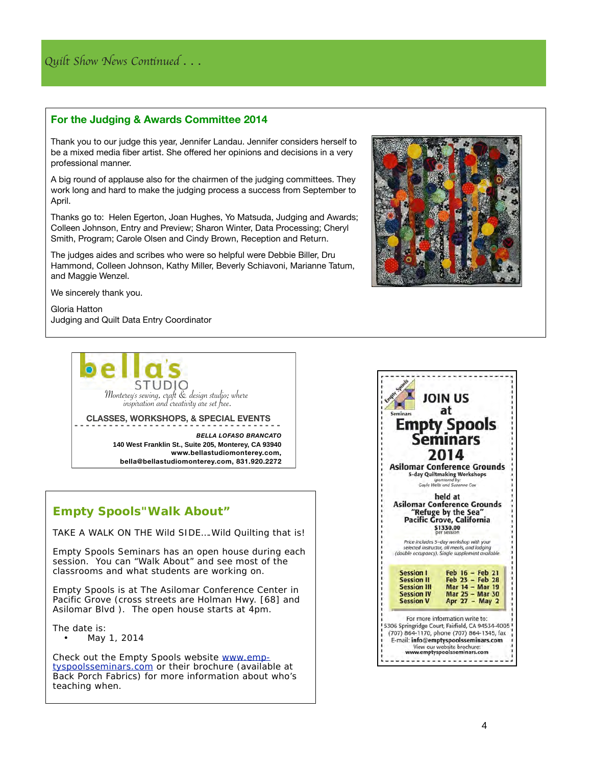*Quilt Show News Continued . . .*

## For the Judging & Awards Committee 2014

Thank you to our judge this year, Jennifer Landau. Jennifer considers herself to be a mixed media fiber artist. She offered her opinions and decisions in a very professional manner.

A big round of applause also for the chairmen of the judging committees. They work long and hard to make the judging process a success from September to April.

Thanks go to: Helen Egerton, Joan Hughes, Yo Matsuda, Judging and Awards; Colleen Johnson, Entry and Preview; Sharon Winter, Data Processing; Cheryl Smith, Program; Carole Olsen and Cindy Brown, Reception and Return.

The judges aides and scribes who were so helpful were Debbie Biller, Dru Hammond, Colleen Johnson, Kathy Miller, Beverly Schiavoni, Marianne Tatum, and Maggie Wenzel.

We sincerely thank you.

Gloria Hatton
Judging and Quilt Data Entry Coordinator

---

**bella's STUDIO**

*Monterey's sewing, craft & design studio; where inspiration and creativity are set free.*

**CLASSES, WORKSHOPS, & SPECIAL EVENTS**

***BELLA LOFASO BRANCATO***
**140 West Franklin St., Suite 205, Monterey, CA 93940**
**www.bellastudiomonterey.com,**
**bella@bellastudiomonterey.com, 831.920.2272**

---

## Empty Spools"Walk About"

TAKE A WALK ON THE Wild SIDE....Wild Quilting that is!

Empty Spools Seminars has an open house during each session. You can "Walk About" and see most of the classrooms and what students are working on.

Empty Spools is at The Asilomar Conference Center in Pacific Grove (cross streets are Holman Hwy. [68] and Asilomar Blvd ). The open house starts at 4pm.

The date is:

- May 1, 2014

Check out the Empty Spools website www.emptyspoolsseminars.com or their brochure (available at Back Porch Fabrics) for more information about who's teaching when.

---

**JOIN US at**

# Empty Spools Seminars 2014

**Asilomar Conference Grounds**
**5-day Quiltmaking Workshops**
*sponsored by: Gayle Wells and Suzanne Cox*

**held at**
**Asilomar Conference Grounds**
**"Refuge by the Sea"**
**Pacific Grove, California**
**$1330.00** per session

*Price includes 5-day workshop with your selected instructor, all meals, and lodging (double occupancy). Single supplement available*

| | |
|---|---|
| Session I | Feb 16 – Feb 21 |
| Session II | Feb 23 – Feb 28 |
| Session III | Mar 14 – Mar 19 |
| Session IV | Mar 25 – Mar 30 |
| Session V | Apr 27 – May 2 |

For more information write to:
5306 Springridge Court, Fairfield, CA 94534-4005
(707) 864-1170, phone (707) 864-1345, fax
E-mail: **info@emptyspoolsseminars.com**
View our website brochure:
**www.emptyspoolsseminars.com**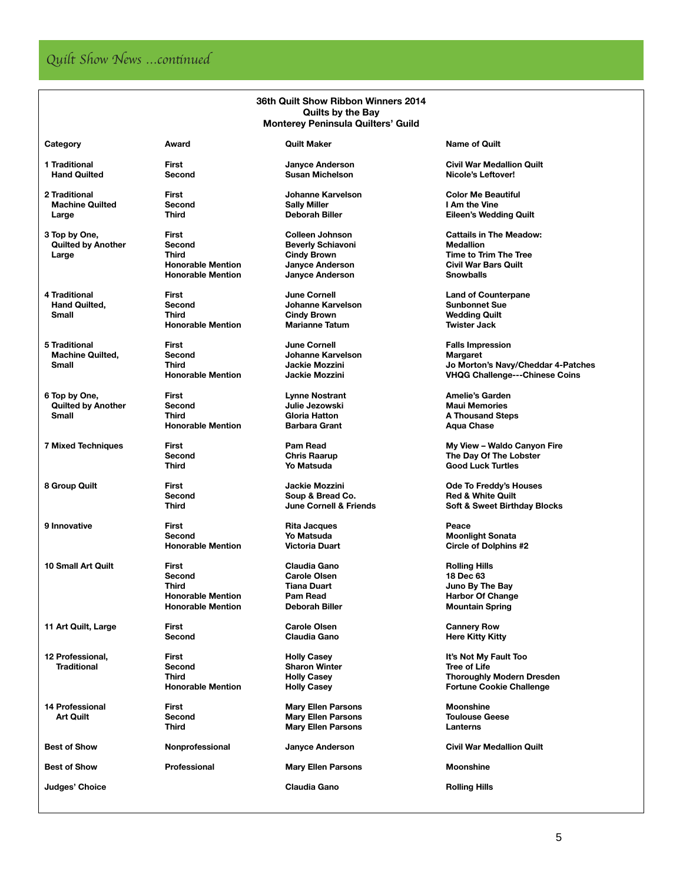*Quilt Show News ...continued*

**36th Quilt Show Ribbon Winners 2014**
**Quilts by the Bay**
**Monterey Peninsula Quilters' Guild**

| Category | Award | Quilt Maker | Name of Quilt |
|---|---|---|---|
| 1 Traditional Hand Quilted | First | Janyce Anderson | Civil War Medallion Quilt |
| | Second | Susan Michelson | Nicole's Leftover! |
| 2 Traditional Machine Quilted Large | First | Johanne Karvelson | Color Me Beautiful |
| | Second | Sally Miller | I Am the Vine |
| | Third | Deborah Biller | Eileen's Wedding Quilt |
| 3 Top by One, Quilted by Another Large | First | Colleen Johnson | Cattails in The Meadow: |
| | Second | Beverly Schiavoni | Medallion |
| | Third | Cindy Brown | Time to Trim The Tree |
| | Honorable Mention | Janyce Anderson | Civil War Bars Quilt |
| | Honorable Mention | Janyce Anderson | Snowballs |
| 4 Traditional Hand Quilted, Small | First | June Cornell | Land of Counterpane |
| | Second | Johanne Karvelson | Sunbonnet Sue |
| | Third | Cindy Brown | Wedding Quilt |
| | Honorable Mention | Marianne Tatum | Twister Jack |
| 5 Traditional Machine Quilted, Small | First | June Cornell | Falls Impression |
| | Second | Johanne Karvelson | Margaret |
| | Third | Jackie Mozzini | Jo Morton's Navy/Cheddar 4-Patches |
| | Honorable Mention | Jackie Mozzini | VHQG Challenge---Chinese Coins |
| 6 Top by One, Quilted by Another Small | First | Lynne Nostrant | Amelie's Garden |
| | Second | Julie Jezowski | Maui Memories |
| | Third | Gloria Hatton | A Thousand Steps |
| | Honorable Mention | Barbara Grant | Aqua Chase |
| 7 Mixed Techniques | First | Pam Read | My View – Waldo Canyon Fire |
| | Second | Chris Raarup | The Day Of The Lobster |
| | Third | Yo Matsuda | Good Luck Turtles |
| 8 Group Quilt | First | Jackie Mozzini | Ode To Freddy's Houses |
| | Second | Soup & Bread Co. | Red & White Quilt |
| | Third | June Cornell & Friends | Soft & Sweet Birthday Blocks |
| 9 Innovative | First | Rita Jacques | Peace |
| | Second | Yo Matsuda | Moonlight Sonata |
| | Honorable Mention | Victoria Duart | Circle of Dolphins #2 |
| 10 Small Art Quilt | First | Claudia Gano | Rolling Hills |
| | Second | Carole Olsen | 18 Dec 63 |
| | Third | Tiana Duart | Juno By The Bay |
| | Honorable Mention | Pam Read | Harbor Of Change |
| | Honorable Mention | Deborah Biller | Mountain Spring |
| 11 Art Quilt, Large | First | Carole Olsen | Cannery Row |
| | Second | Claudia Gano | Here Kitty Kitty |
| 12 Professional, Traditional | First | Holly Casey | It's Not My Fault Too |
| | Second | Sharon Winter | Tree of Life |
| | Third | Holly Casey | Thoroughly Modern Dresden |
| | Honorable Mention | Holly Casey | Fortune Cookie Challenge |
| 14 Professional Art Quilt | First | Mary Ellen Parsons | Moonshine |
| | Second | Mary Ellen Parsons | Toulouse Geese |
| | Third | Mary Ellen Parsons | Lanterns |
| Best of Show | Nonprofessional | Janyce Anderson | Civil War Medallion Quilt |
| Best of Show | Professional | Mary Ellen Parsons | Moonshine |
| Judges' Choice | | Claudia Gano | Rolling Hills |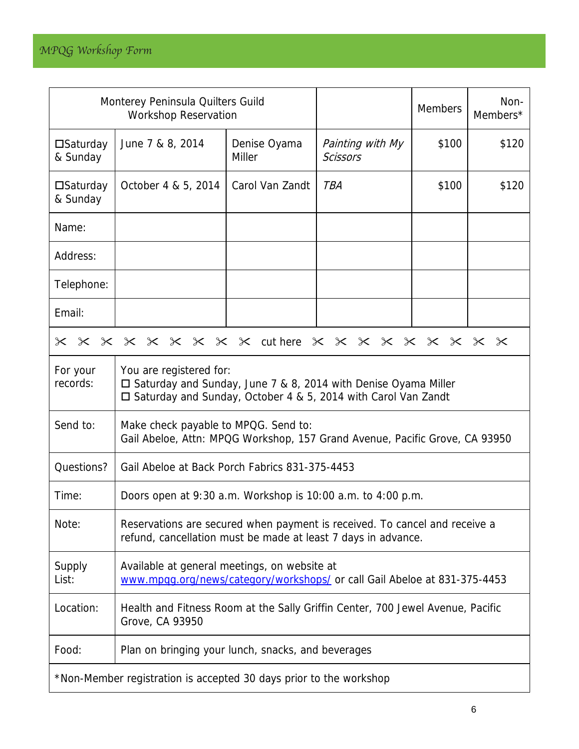*MPQG Workshop Form*

| Monterey Peninsula Quilters Guild Workshop Reservation | | | | Members | Non-Members* |
|---|---|---|---|---|---|
| ☐Saturday & Sunday | June 7 & 8, 2014 | Denise Oyama Miller | *Painting with My Scissors* | $100 | $120 |
| ☐Saturday & Sunday | October 4 & 5, 2014 | Carol Van Zandt | *TBA* | $100 | $120 |
| Name: | | | | | |
| Address: | | | | | |
| Telephone: | | | | | |
| Email: | | | | | |

✂ ✂ ✂ ✂ ✂ ✂ ✂ ✂ ✂ cut here ✂ ✂ ✂ ✂ ✂ ✂ ✂ ✂ ✂

| | |
|---|---|
| For your records: | You are registered for:<br>☐ Saturday and Sunday, June 7 & 8, 2014 with Denise Oyama Miller<br>☐ Saturday and Sunday, October 4 & 5, 2014 with Carol Van Zandt |
| Send to: | Make check payable to MPQG. Send to:<br>Gail Abeloe, Attn: MPQG Workshop, 157 Grand Avenue, Pacific Grove, CA 93950 |
| Questions? | Gail Abeloe at Back Porch Fabrics 831-375-4453 |
| Time: | Doors open at 9:30 a.m. Workshop is 10:00 a.m. to 4:00 p.m. |
| Note: | Reservations are secured when payment is received. To cancel and receive a refund, cancellation must be made at least 7 days in advance. |
| Supply List: | Available at general meetings, on website at www.mpqg.org/news/category/workshops/ or call Gail Abeloe at 831-375-4453 |
| Location: | Health and Fitness Room at the Sally Griffin Center, 700 Jewel Avenue, Pacific Grove, CA 93950 |
| Food: | Plan on bringing your lunch, snacks, and beverages |

*Non-Member registration is accepted 30 days prior to the workshop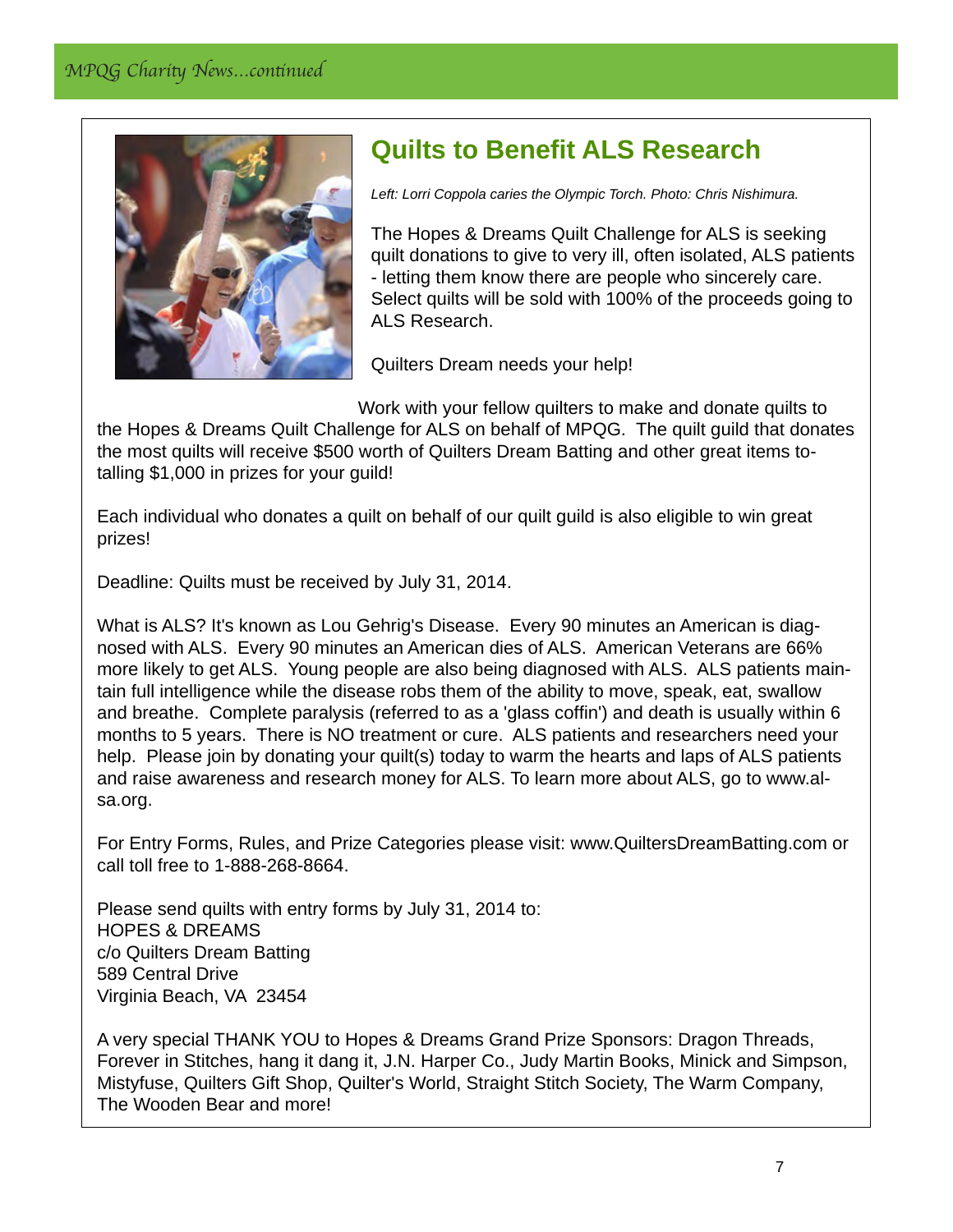*MPQG Charity News...continued*

## Quilts to Benefit ALS Research

*Left: Lorri Coppola caries the Olympic Torch. Photo: Chris Nishimura.*

The Hopes & Dreams Quilt Challenge for ALS is seeking quilt donations to give to very ill, often isolated, ALS patients - letting them know there are people who sincerely care. Select quilts will be sold with 100% of the proceeds going to ALS Research.

Quilters Dream needs your help!

Work with your fellow quilters to make and donate quilts to the Hopes & Dreams Quilt Challenge for ALS on behalf of MPQG. The quilt guild that donates the most quilts will receive $500 worth of Quilters Dream Batting and other great items totalling $1,000 in prizes for your guild!

Each individual who donates a quilt on behalf of our quilt guild is also eligible to win great prizes!

Deadline: Quilts must be received by July 31, 2014.

What is ALS? It's known as Lou Gehrig's Disease. Every 90 minutes an American is diagnosed with ALS. Every 90 minutes an American dies of ALS. American Veterans are 66% more likely to get ALS. Young people are also being diagnosed with ALS. ALS patients maintain full intelligence while the disease robs them of the ability to move, speak, eat, swallow and breathe. Complete paralysis (referred to as a 'glass coffin') and death is usually within 6 months to 5 years. There is NO treatment or cure. ALS patients and researchers need your help. Please join by donating your quilt(s) today to warm the hearts and laps of ALS patients and raise awareness and research money for ALS. To learn more about ALS, go to www.alsa.org.

For Entry Forms, Rules, and Prize Categories please visit: www.QuiltersDreamBatting.com or call toll free to 1-888-268-8664.

Please send quilts with entry forms by July 31, 2014 to:
HOPES & DREAMS
c/o Quilters Dream Batting
589 Central Drive
Virginia Beach, VA 23454

A very special THANK YOU to Hopes & Dreams Grand Prize Sponsors: Dragon Threads, Forever in Stitches, hang it dang it, J.N. Harper Co., Judy Martin Books, Minick and Simpson, Mistyfuse, Quilters Gift Shop, Quilter's World, Straight Stitch Society, The Warm Company, The Wooden Bear and more!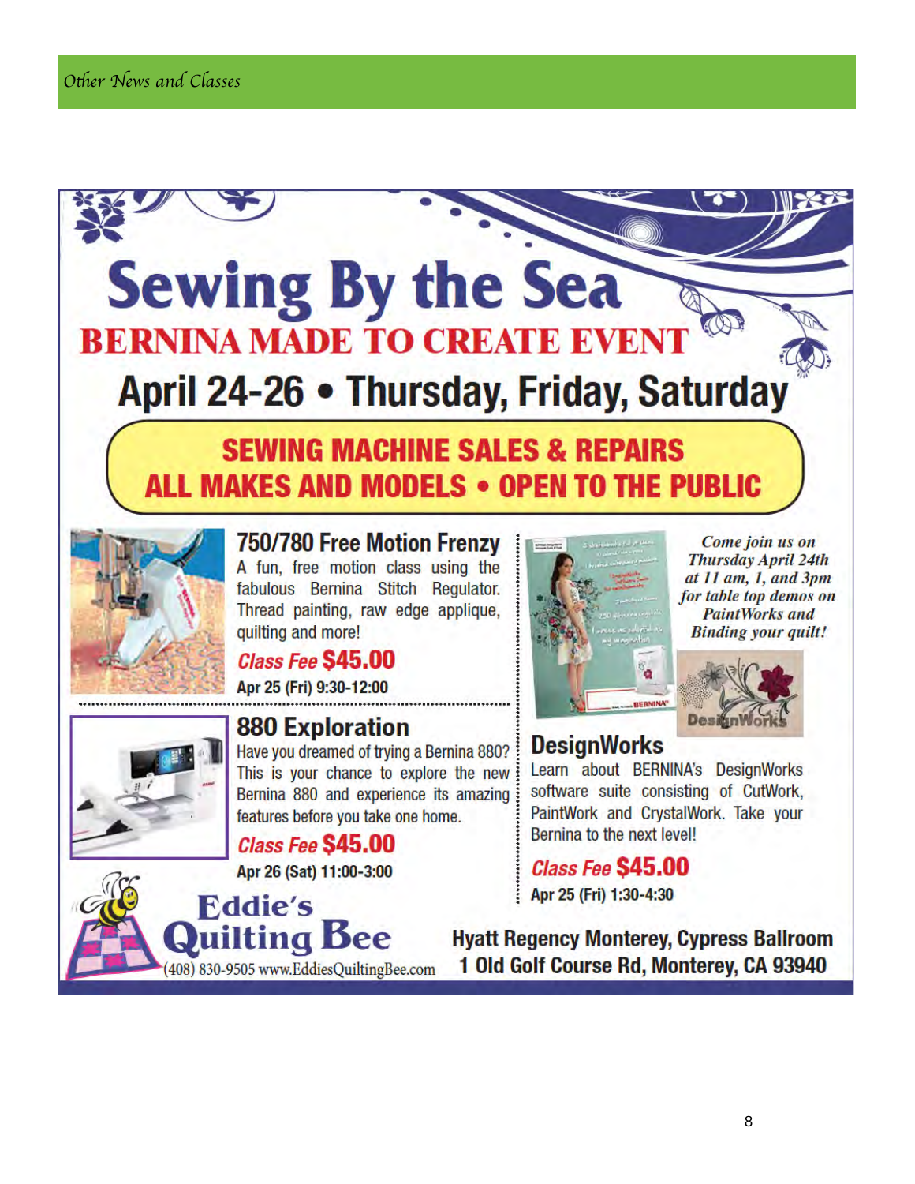*Other News and Classes*

# Sewing By the Sea

## BERNINA MADE TO CREATE EVENT

## April 24-26 • Thursday, Friday, Saturday

**SEWING MACHINE SALES & REPAIRS**
**ALL MAKES AND MODELS • OPEN TO THE PUBLIC**

### 750/780 Free Motion Frenzy

A fun, free motion class using the fabulous Bernina Stitch Regulator. Thread painting, raw edge applique, quilting and more!

*Class Fee* **$45.00**

**Apr 25 (Fri) 9:30-12:00**

### 880 Exploration

Have you dreamed of trying a Bernina 880? This is your chance to explore the new Bernina 880 and experience its amazing features before you take one home.

*Class Fee* **$45.00**

**Apr 26 (Sat) 11:00-3:00**

***Come join us on Thursday April 24th at 11 am, 1, and 3pm for table top demos on PaintWorks and Binding your quilt!***

### DesignWorks

Learn about BERNINA's DesignWorks software suite consisting of CutWork, PaintWork and CrystalWork. Take your Bernina to the next level!

*Class Fee* **$45.00**

**Apr 25 (Fri) 1:30-4:30**

**Eddie's Quilting Bee**
(408) 830-9505 www.EddiesQuiltingBee.com

**Hyatt Regency Monterey, Cypress Ballroom**
**1 Old Golf Course Rd, Monterey, CA 93940**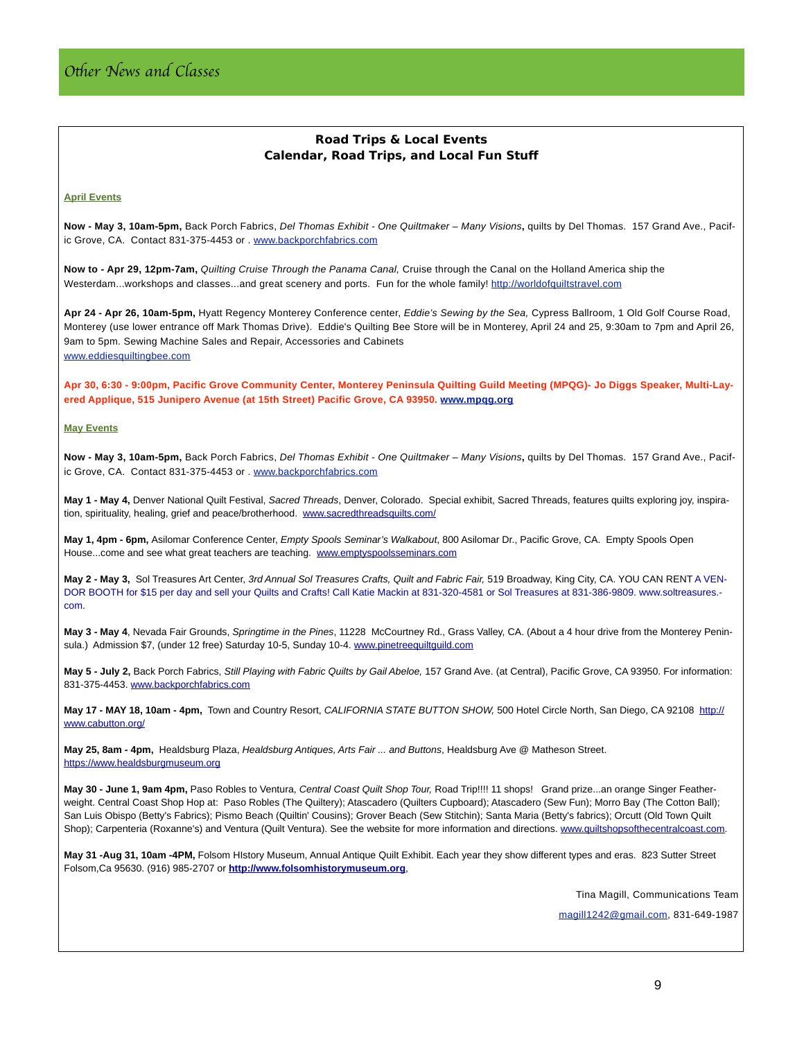# Other News and Classes

## Road Trips & Local Events
## Calendar, Road Trips, and Local Fun Stuff

**April Events**

**Now - May 3, 10am-5pm,** Back Porch Fabrics, *Del Thomas Exhibit - One Quiltmaker – Many Visions***,** quilts by Del Thomas. 157 Grand Ave., Pacific Grove, CA. Contact 831-375-4453 or . www.backporchfabrics.com

**Now to - Apr 29, 12pm-7am,** *Quilting Cruise Through the Panama Canal,* Cruise through the Canal on the Holland America ship the Westerdam...workshops and classes...and great scenery and ports. Fun for the whole family! http://worldofquiltstravel.com

**Apr 24 - Apr 26, 10am-5pm,** Hyatt Regency Monterey Conference center, *Eddie's Sewing by the Sea,* Cypress Ballroom, 1 Old Golf Course Road, Monterey (use lower entrance off Mark Thomas Drive). Eddie's Quilting Bee Store will be in Monterey, April 24 and 25, 9:30am to 7pm and April 26, 9am to 5pm. Sewing Machine Sales and Repair, Accessories and Cabinets
www.eddiesquiltingbee.com

**Apr 30, 6:30 - 9:00pm, Pacific Grove Community Center, Monterey Peninsula Quilting Guild Meeting (MPQG)- Jo Diggs Speaker, Multi-Layered Applique, 515 Junipero Avenue (at 15th Street) Pacific Grove, CA 93950. www.mpqg.org**

**May Events**

**Now - May 3, 10am-5pm,** Back Porch Fabrics, *Del Thomas Exhibit - One Quiltmaker – Many Visions***,** quilts by Del Thomas. 157 Grand Ave., Pacific Grove, CA. Contact 831-375-4453 or . www.backporchfabrics.com

**May 1 - May 4,** Denver National Quilt Festival, *Sacred Threads*, Denver, Colorado. Special exhibit, Sacred Threads, features quilts exploring joy, inspiration, spirituality, healing, grief and peace/brotherhood. www.sacredthreadsquilts.com/

**May 1, 4pm - 6pm,** Asilomar Conference Center, *Empty Spools Seminar's Walkabout*, 800 Asilomar Dr., Pacific Grove, CA. Empty Spools Open House...come and see what great teachers are teaching. www.emptyspoolsseminars.com

**May 2 - May 3,** Sol Treasures Art Center, *3rd Annual Sol Treasures Crafts, Quilt and Fabric Fair,* 519 Broadway, King City, CA. YOU CAN RENT A VENDOR BOOTH for $15 per day and sell your Quilts and Crafts! Call Katie Mackin at 831-320-4581 or Sol Treasures at 831-386-9809. www.soltreasures.com.

**May 3 - May 4**, Nevada Fair Grounds, *Springtime in the Pines*, 11228 McCourtney Rd., Grass Valley, CA. (About a 4 hour drive from the Monterey Peninsula.) Admission $7, (under 12 free) Saturday 10-5, Sunday 10-4. www.pinetreequiltguild.com

**May 5 - July 2,** Back Porch Fabrics, *Still Playing with Fabric Quilts by Gail Abeloe,* 157 Grand Ave. (at Central), Pacific Grove, CA 93950. For information: 831-375-4453. www.backporchfabrics.com

**May 17 - MAY 18, 10am - 4pm,** Town and Country Resort, *CALIFORNIA STATE BUTTON SHOW,* 500 Hotel Circle North, San Diego, CA 92108 http://www.cabutton.org/

**May 25, 8am - 4pm,** Healdsburg Plaza, *Healdsburg Antiques, Arts Fair ... and Buttons*, Healdsburg Ave @ Matheson Street. https://www.healdsburgmuseum.org

**May 30 - June 1, 9am 4pm,** Paso Robles to Ventura, *Central Coast Quilt Shop Tour,* Road Trip!!!! 11 shops! Grand prize...an orange Singer Featherweight. Central Coast Shop Hop at: Paso Robles (The Quiltery); Atascadero (Quilters Cupboard); Atascadero (Sew Fun); Morro Bay (The Cotton Ball); San Luis Obispo (Betty's Fabrics); Pismo Beach (Quiltin' Cousins); Grover Beach (Sew Stitchin); Santa Maria (Betty's fabrics); Orcutt (Old Town Quilt Shop); Carpenteria (Roxanne's) and Ventura (Quilt Ventura). See the website for more information and directions. www.quiltshopsofthecentralcoast.com.

**May 31 -Aug 31, 10am -4PM,** Folsom HIstory Museum, Annual Antique Quilt Exhibit. Each year they show different types and eras. 823 Sutter Street Folsom,Ca 95630. (916) 985-2707 or **http://www.folsomhistorymuseum.org**,

Tina Magill, Communications Team

magill1242@gmail.com, 831-649-1987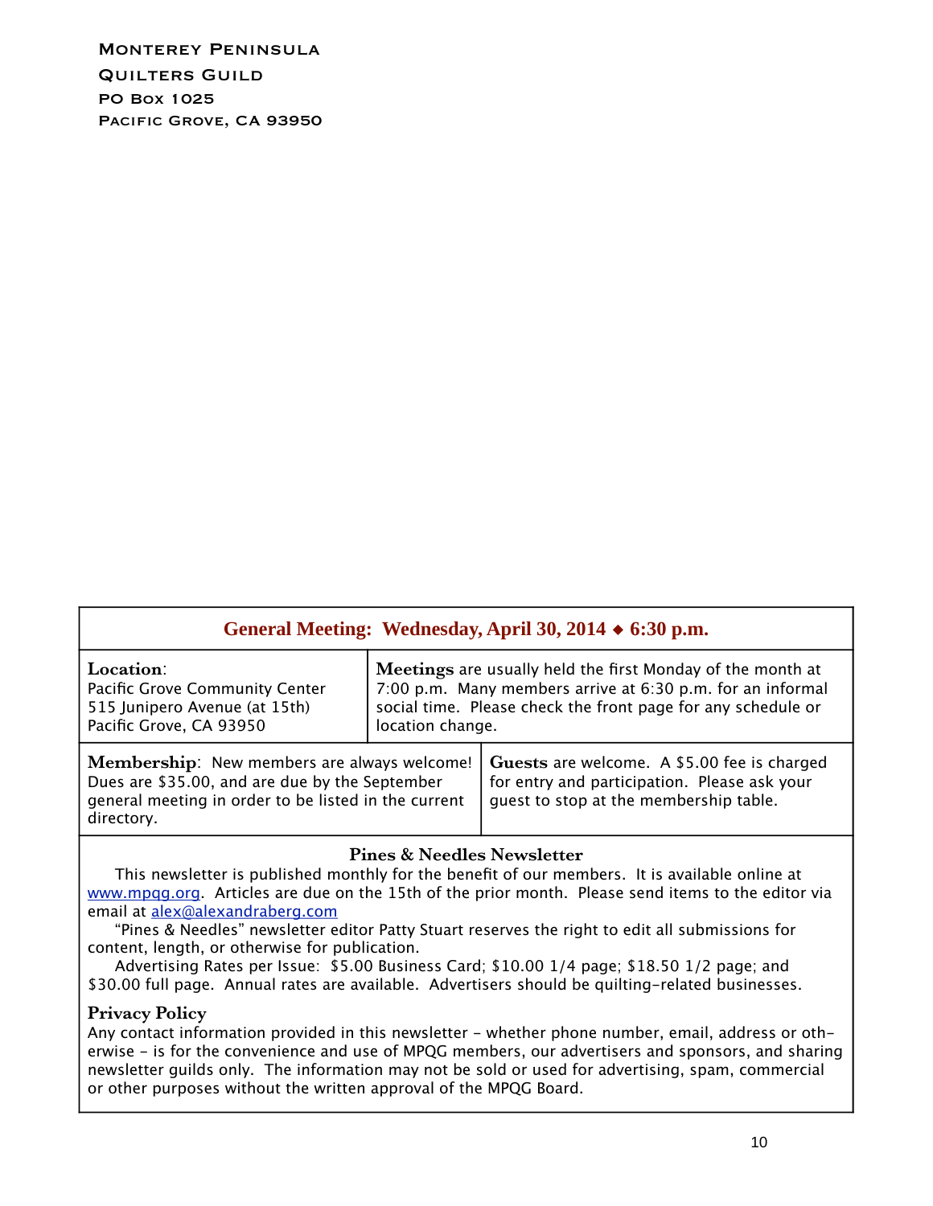Monterey Peninsula
Quilters Guild
PO Box 1025
Pacific Grove, CA 93950

## General Meeting: Wednesday, April 30, 2014 ◆ 6:30 p.m.

**Location**:
Pacific Grove Community Center
515 Junipero Avenue (at 15th)
Pacific Grove, CA 93950

**Meetings** are usually held the first Monday of the month at 7:00 p.m. Many members arrive at 6:30 p.m. for an informal social time. Please check the front page for any schedule or location change.

**Membership**: New members are always welcome! Dues are $35.00, and are due by the September general meeting in order to be listed in the current directory.

**Guests** are welcome. A $5.00 fee is charged for entry and participation. Please ask your guest to stop at the membership table.

### Pines & Needles Newsletter

This newsletter is published monthly for the benefit of our members. It is available online at www.mpqg.org. Articles are due on the 15th of the prior month. Please send items to the editor via email at alex@alexandraberg.com

"Pines & Needles" newsletter editor Patty Stuart reserves the right to edit all submissions for content, length, or otherwise for publication.

Advertising Rates per Issue: $5.00 Business Card; $10.00 1/4 page; $18.50 1/2 page; and $30.00 full page. Annual rates are available. Advertisers should be quilting-related businesses.

### Privacy Policy

Any contact information provided in this newsletter - whether phone number, email, address or otherwise - is for the convenience and use of MPQG members, our advertisers and sponsors, and sharing newsletter guilds only. The information may not be sold or used for advertising, spam, commercial or other purposes without the written approval of the MPQG Board.